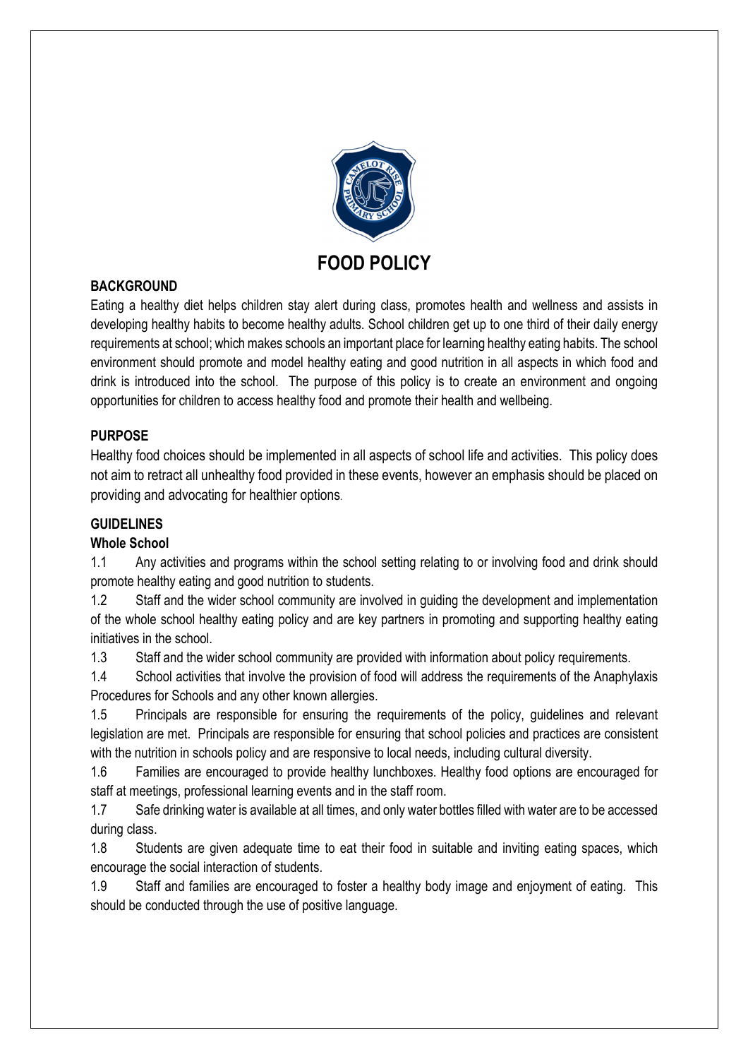# FOOD POLICY

## BACKGROUND

Eating a healthy diet helps children stay alert during class, promotes health and wellness and assists in developing healthy habits to become healthy adults. School children get up to one third of their daily energy requirements at school; which makes schools an important place for learning healthy eating habits. The school environment should promote and model healthy eating and good nutrition in all aspects in which food and drink is introduced into the school. The purpose of this policy is to create an environment and ongoing opportunities for children to access healthy food and promote their health and wellbeing.

## PURPOSE

Healthy food choices should be implemented in all aspects of school life and activities. This policy does not aim to retract all unhealthy food provided in these events, however an emphasis should be placed on providing and advocating for healthier options.

## GUIDELINES

### Whole School

1.1 Any activities and programs within the school setting relating to or involving food and drink should promote healthy eating and good nutrition to students.

1.2 Staff and the wider school community are involved in guiding the development and implementation of the whole school healthy eating policy and are key partners in promoting and supporting healthy eating initiatives in the school.

1.3 Staff and the wider school community are provided with information about policy requirements.

1.4 School activities that involve the provision of food will address the requirements of the Anaphylaxis Procedures for Schools and any other known allergies.

1.5 Principals are responsible for ensuring the requirements of the policy, guidelines and relevant legislation are met. Principals are responsible for ensuring that school policies and practices are consistent with the nutrition in schools policy and are responsive to local needs, including cultural diversity.

1.6 Families are encouraged to provide healthy lunchboxes. Healthy food options are encouraged for staff at meetings, professional learning events and in the staff room.

1.7 Safe drinking water is available at all times, and only water bottles filled with water are to be accessed during class.

1.8 Students are given adequate time to eat their food in suitable and inviting eating spaces, which encourage the social interaction of students.

1.9 Staff and families are encouraged to foster a healthy body image and enjoyment of eating. This should be conducted through the use of positive language.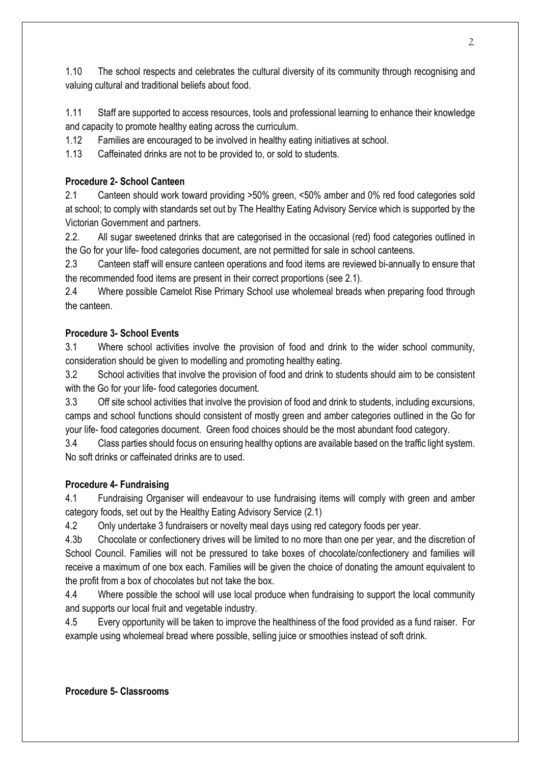1.10 The school respects and celebrates the cultural diversity of its community through recognising and valuing cultural and traditional beliefs about food.

1.11 Staff are supported to access resources, tools and professional learning to enhance their knowledge and capacity to promote healthy eating across the curriculum.

1.12 Families are encouraged to be involved in healthy eating initiatives at school.

1.13 Caffeinated drinks are not to be provided to, or sold to students.

**Procedure 2- School Canteen**

2.1 Canteen should work toward providing >50% green, <50% amber and 0% red food categories sold at school; to comply with standards set out by The Healthy Eating Advisory Service which is supported by the Victorian Government and partners.

2.2. All sugar sweetened drinks that are categorised in the occasional (red) food categories outlined in the Go for your life- food categories document, are not permitted for sale in school canteens.

2.3 Canteen staff will ensure canteen operations and food items are reviewed bi-annually to ensure that the recommended food items are present in their correct proportions (see 2.1).

2.4 Where possible Camelot Rise Primary School use wholemeal breads when preparing food through the canteen.

**Procedure 3- School Events**

3.1 Where school activities involve the provision of food and drink to the wider school community, consideration should be given to modelling and promoting healthy eating.

3.2 School activities that involve the provision of food and drink to students should aim to be consistent with the Go for your life- food categories document.

3.3 Off site school activities that involve the provision of food and drink to students, including excursions, camps and school functions should consistent of mostly green and amber categories outlined in the Go for your life- food categories document. Green food choices should be the most abundant food category.

3.4 Class parties should focus on ensuring healthy options are available based on the traffic light system. No soft drinks or caffeinated drinks are to used.

**Procedure 4- Fundraising**

4.1 Fundraising Organiser will endeavour to use fundraising items will comply with green and amber category foods, set out by the Healthy Eating Advisory Service (2.1)

4.2 Only undertake 3 fundraisers or novelty meal days using red category foods per year.

4.3b Chocolate or confectionery drives will be limited to no more than one per year, and the discretion of School Council. Families will not be pressured to take boxes of chocolate/confectionery and families will receive a maximum of one box each. Families will be given the choice of donating the amount equivalent to the profit from a box of chocolates but not take the box.

4.4 Where possible the school will use local produce when fundraising to support the local community and supports our local fruit and vegetable industry.

4.5 Every opportunity will be taken to improve the healthiness of the food provided as a fund raiser. For example using wholemeal bread where possible, selling juice or smoothies instead of soft drink.

**Procedure 5- Classrooms**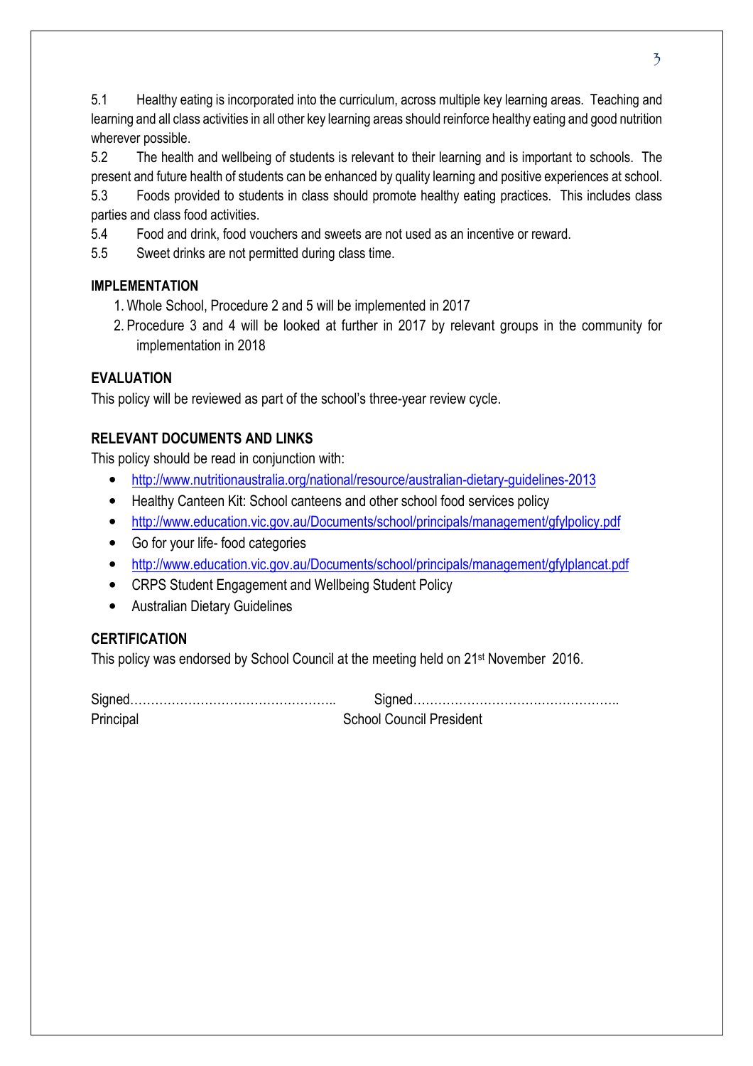5.1 Healthy eating is incorporated into the curriculum, across multiple key learning areas. Teaching and learning and all class activities in all other key learning areas should reinforce healthy eating and good nutrition wherever possible.

5.2 The health and wellbeing of students is relevant to their learning and is important to schools. The present and future health of students can be enhanced by quality learning and positive experiences at school.

5.3 Foods provided to students in class should promote healthy eating practices. This includes class parties and class food activities.

5.4 Food and drink, food vouchers and sweets are not used as an incentive or reward.

5.5 Sweet drinks are not permitted during class time.

**IMPLEMENTATION**

1. Whole School, Procedure 2 and 5 will be implemented in 2017
2. Procedure 3 and 4 will be looked at further in 2017 by relevant groups in the community for implementation in 2018

**EVALUATION**

This policy will be reviewed as part of the school's three-year review cycle.

**RELEVANT DOCUMENTS AND LINKS**

This policy should be read in conjunction with:

- http://www.nutritionaustralia.org/national/resource/australian-dietary-guidelines-2013
- Healthy Canteen Kit: School canteens and other school food services policy
- http://www.education.vic.gov.au/Documents/school/principals/management/gfylpolicy.pdf
- Go for your life- food categories
- http://www.education.vic.gov.au/Documents/school/principals/management/gfylplancat.pdf
- CRPS Student Engagement and Wellbeing Student Policy
- Australian Dietary Guidelines

**CERTIFICATION**

This policy was endorsed by School Council at the meeting held on 21st November 2016.

Signed…………………………………………..  Signed…………………………………………..

Principal  School Council President